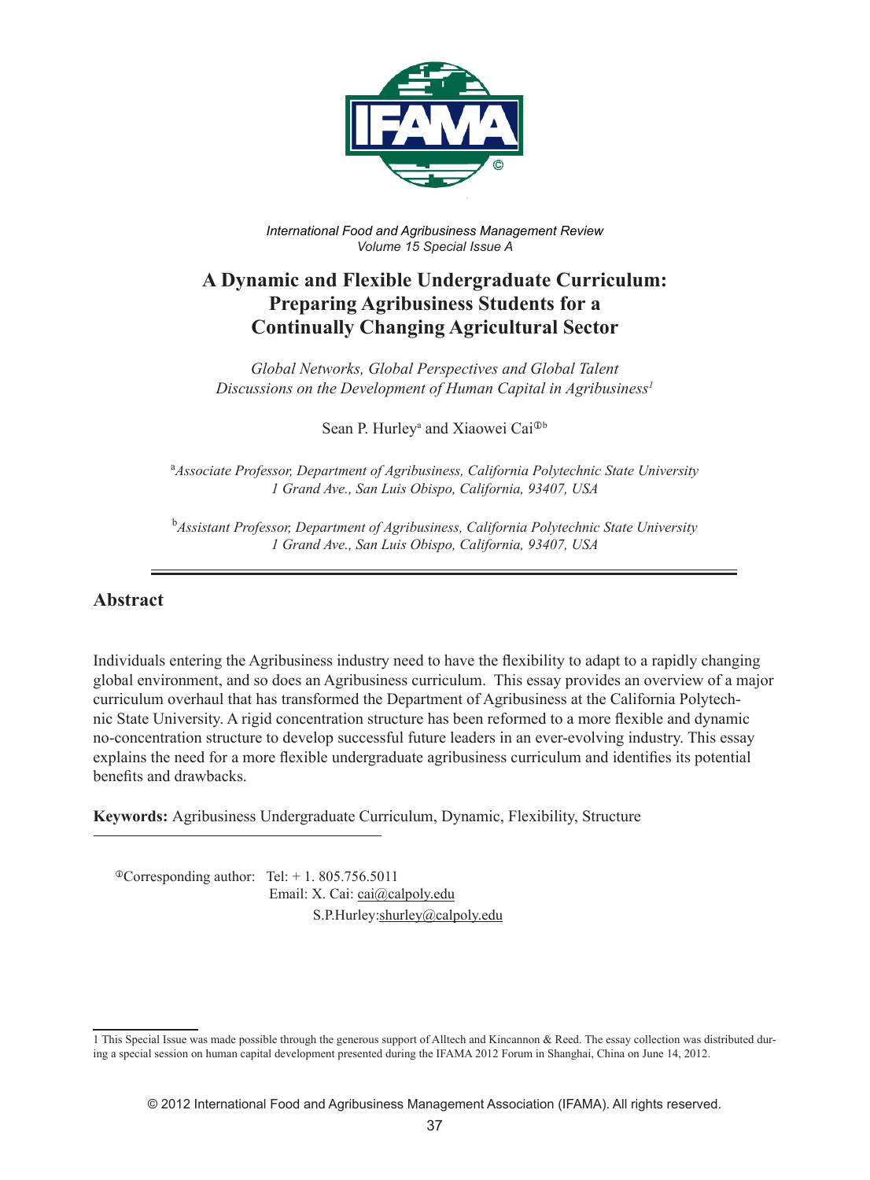*International Food and Agribusiness Management Review*
*Volume 15 Special Issue A*

# A Dynamic and Flexible Undergraduate Curriculum: Preparing Agribusiness Students for a Continually Changing Agricultural Sector

*Global Networks, Global Perspectives and Global Talent*
*Discussions on the Development of Human Capital in Agribusiness*[1]

Sean P. Hurley[a] and Xiaowei Cai[Ⓣb]

[a]*Associate Professor, Department of Agribusiness, California Polytechnic State University*
*1 Grand Ave., San Luis Obispo, California, 93407, USA*

[b]*Assistant Professor, Department of Agribusiness, California Polytechnic State University*
*1 Grand Ave., San Luis Obispo, California, 93407, USA*

## Abstract

Individuals entering the Agribusiness industry need to have the flexibility to adapt to a rapidly changing global environment, and so does an Agribusiness curriculum. This essay provides an overview of a major curriculum overhaul that has transformed the Department of Agribusiness at the California Polytechnic State University. A rigid concentration structure has been reformed to a more flexible and dynamic no-concentration structure to develop successful future leaders in an ever-evolving industry. This essay explains the need for a more flexible undergraduate agribusiness curriculum and identifies its potential benefits and drawbacks.

**Keywords:** Agribusiness Undergraduate Curriculum, Dynamic, Flexibility, Structure

---

[Ⓣ]Corresponding author: Tel: + 1. 805.756.5011
Email: X. Cai: cai@calpoly.edu
S.P.Hurley: shurley@calpoly.edu

---

1 This Special Issue was made possible through the generous support of Alltech and Kincannon & Reed. The essay collection was distributed during a special session on human capital development presented during the IFAMA 2012 Forum in Shanghai, China on June 14, 2012.

© 2012 International Food and Agribusiness Management Association (IFAMA). All rights reserved.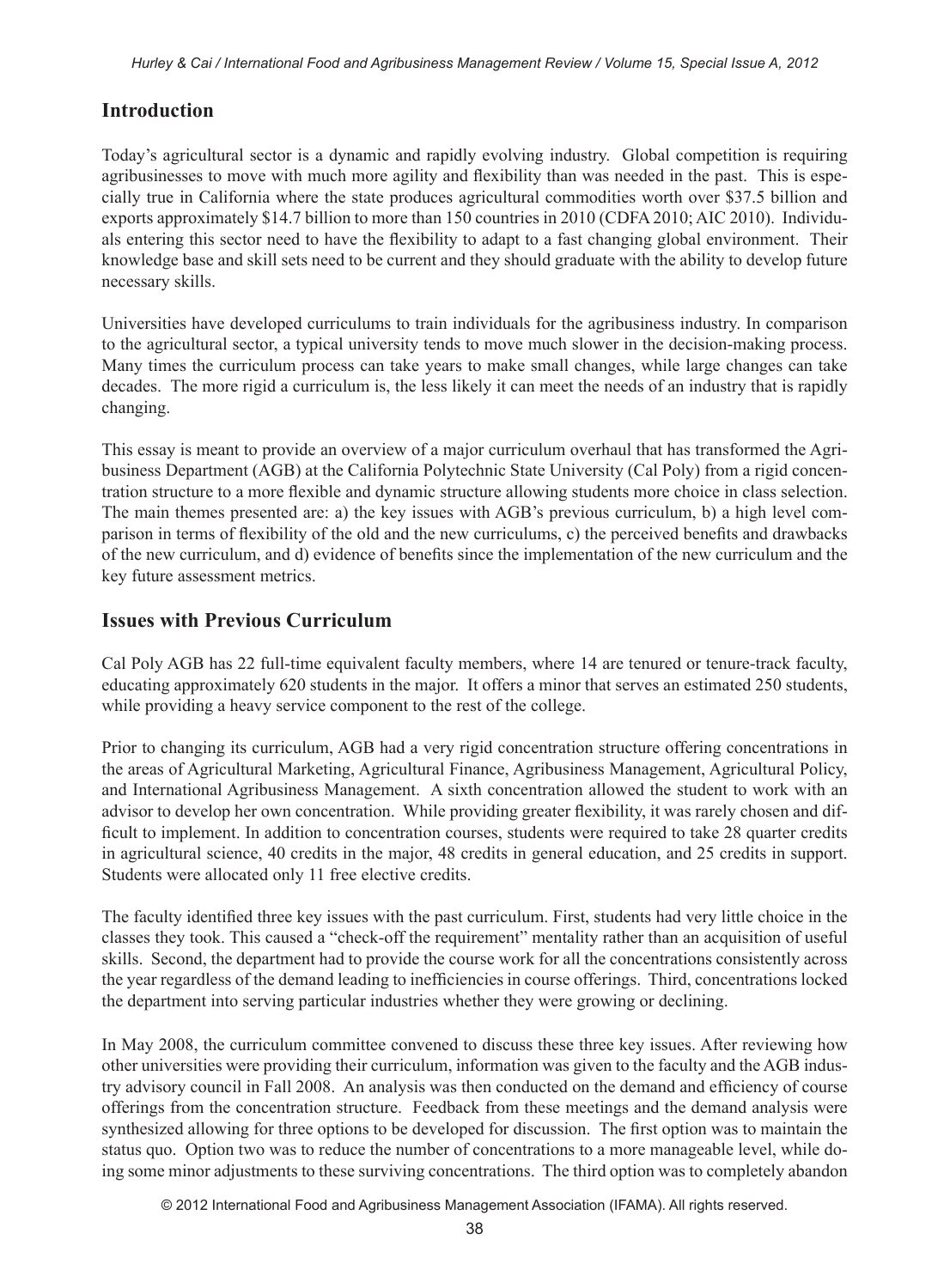## Introduction

Today's agricultural sector is a dynamic and rapidly evolving industry. Global competition is requiring agribusinesses to move with much more agility and flexibility than was needed in the past. This is especially true in California where the state produces agricultural commodities worth over $37.5 billion and exports approximately $14.7 billion to more than 150 countries in 2010 (CDFA 2010; AIC 2010). Individuals entering this sector need to have the flexibility to adapt to a fast changing global environment. Their knowledge base and skill sets need to be current and they should graduate with the ability to develop future necessary skills.

Universities have developed curriculums to train individuals for the agribusiness industry. In comparison to the agricultural sector, a typical university tends to move much slower in the decision-making process. Many times the curriculum process can take years to make small changes, while large changes can take decades. The more rigid a curriculum is, the less likely it can meet the needs of an industry that is rapidly changing.

This essay is meant to provide an overview of a major curriculum overhaul that has transformed the Agribusiness Department (AGB) at the California Polytechnic State University (Cal Poly) from a rigid concentration structure to a more flexible and dynamic structure allowing students more choice in class selection. The main themes presented are: a) the key issues with AGB's previous curriculum, b) a high level comparison in terms of flexibility of the old and the new curriculums, c) the perceived benefits and drawbacks of the new curriculum, and d) evidence of benefits since the implementation of the new curriculum and the key future assessment metrics.

## Issues with Previous Curriculum

Cal Poly AGB has 22 full-time equivalent faculty members, where 14 are tenured or tenure-track faculty, educating approximately 620 students in the major. It offers a minor that serves an estimated 250 students, while providing a heavy service component to the rest of the college.

Prior to changing its curriculum, AGB had a very rigid concentration structure offering concentrations in the areas of Agricultural Marketing, Agricultural Finance, Agribusiness Management, Agricultural Policy, and International Agribusiness Management. A sixth concentration allowed the student to work with an advisor to develop her own concentration. While providing greater flexibility, it was rarely chosen and difficult to implement. In addition to concentration courses, students were required to take 28 quarter credits in agricultural science, 40 credits in the major, 48 credits in general education, and 25 credits in support. Students were allocated only 11 free elective credits.

The faculty identified three key issues with the past curriculum. First, students had very little choice in the classes they took. This caused a "check-off the requirement" mentality rather than an acquisition of useful skills. Second, the department had to provide the course work for all the concentrations consistently across the year regardless of the demand leading to inefficiencies in course offerings. Third, concentrations locked the department into serving particular industries whether they were growing or declining.

In May 2008, the curriculum committee convened to discuss these three key issues. After reviewing how other universities were providing their curriculum, information was given to the faculty and the AGB industry advisory council in Fall 2008. An analysis was then conducted on the demand and efficiency of course offerings from the concentration structure. Feedback from these meetings and the demand analysis were synthesized allowing for three options to be developed for discussion. The first option was to maintain the status quo. Option two was to reduce the number of concentrations to a more manageable level, while doing some minor adjustments to these surviving concentrations. The third option was to completely abandon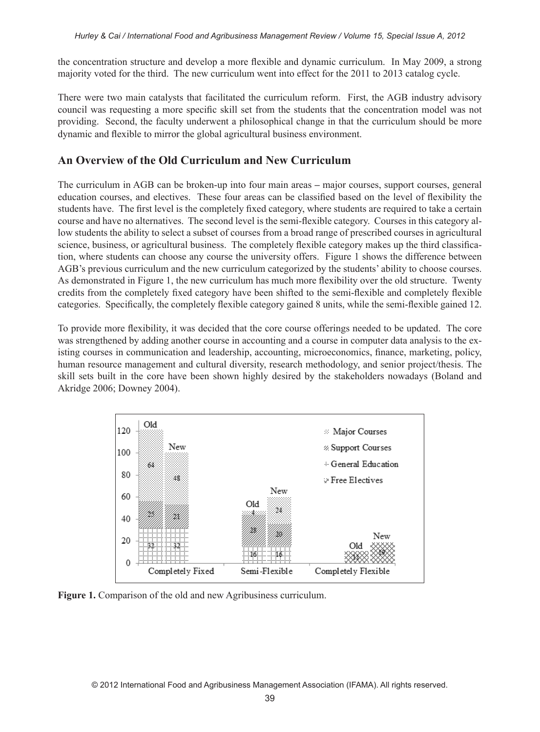the concentration structure and develop a more flexible and dynamic curriculum. In May 2009, a strong majority voted for the third. The new curriculum went into effect for the 2011 to 2013 catalog cycle.

There were two main catalysts that facilitated the curriculum reform. First, the AGB industry advisory council was requesting a more specific skill set from the students that the concentration model was not providing. Second, the faculty underwent a philosophical change in that the curriculum should be more dynamic and flexible to mirror the global agricultural business environment.

## An Overview of the Old Curriculum and New Curriculum

The curriculum in AGB can be broken-up into four main areas – major courses, support courses, general education courses, and electives. These four areas can be classified based on the level of flexibility the students have. The first level is the completely fixed category, where students are required to take a certain course and have no alternatives. The second level is the semi-flexible category. Courses in this category allow students the ability to select a subset of courses from a broad range of prescribed courses in agricultural science, business, or agricultural business. The completely flexible category makes up the third classification, where students can choose any course the university offers. Figure 1 shows the difference between AGB's previous curriculum and the new curriculum categorized by the students' ability to choose courses. As demonstrated in Figure 1, the new curriculum has much more flexibility over the old structure. Twenty credits from the completely fixed category have been shifted to the semi-flexible and completely flexible categories. Specifically, the completely flexible category gained 8 units, while the semi-flexible gained 12.

To provide more flexibility, it was decided that the core course offerings needed to be updated. The core was strengthened by adding another course in accounting and a course in computer data analysis to the existing courses in communication and leadership, accounting, microeconomics, finance, marketing, policy, human resource management and cultural diversity, research methodology, and senior project/thesis. The skill sets built in the core have been shown highly desired by the stakeholders nowadays (Boland and Akridge 2006; Downey 2004).

| Category | Version | Major Courses | Support Courses | General Education | Free Electives |
|---|---|---|---|---|---|
| Completely Fixed | Old | 64 | 25 | 32 | |
| Completely Fixed | New | 48 | 21 | 32 | |
| Semi-Flexible | Old | 4 | 28 | 16 | |
| Semi-Flexible | New | 24 | 20 | 16 | |
| Completely Flexible | Old | | | | 11 |
| Completely Flexible | New | | | | 19 |

**Figure 1.** Comparison of the old and new Agribusiness curriculum.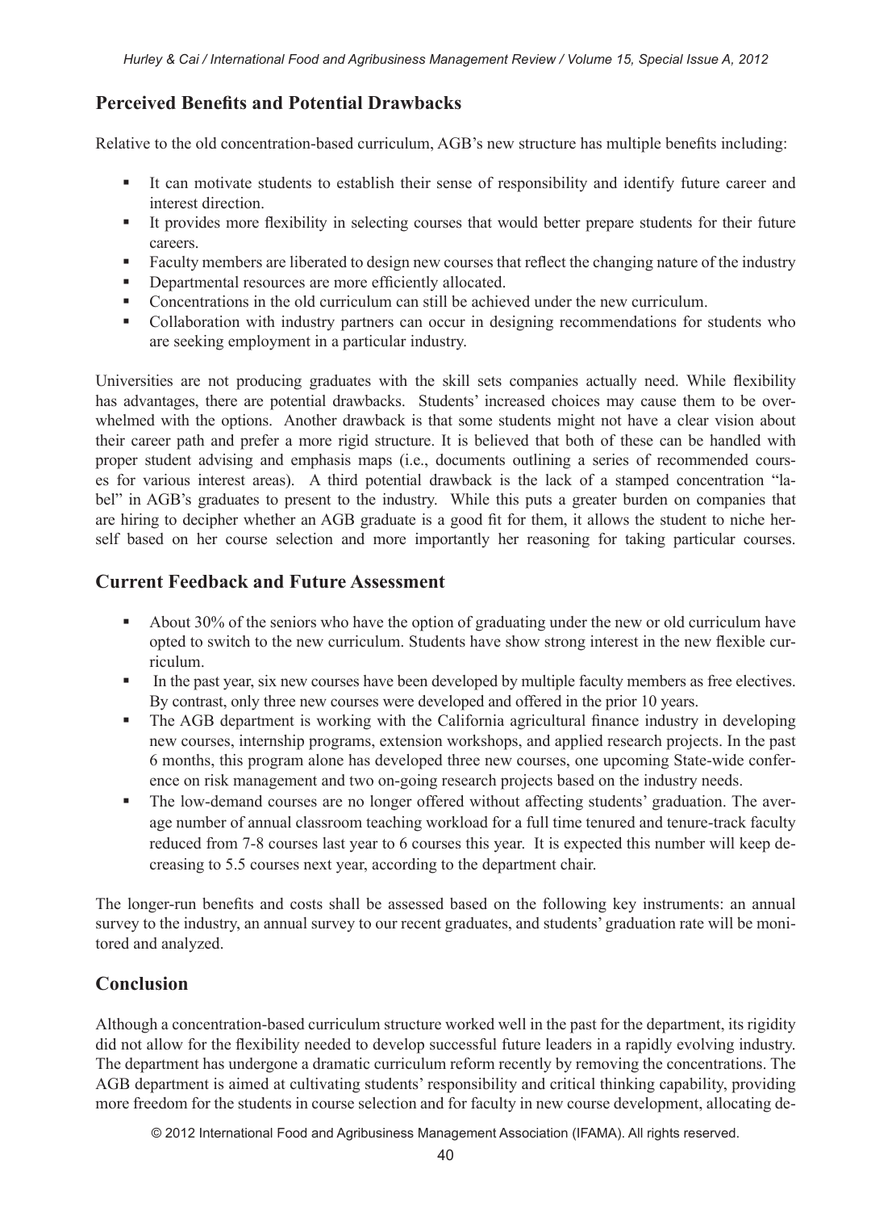## Perceived Benefits and Potential Drawbacks

Relative to the old concentration-based curriculum, AGB's new structure has multiple benefits including:

- It can motivate students to establish their sense of responsibility and identify future career and interest direction.
- It provides more flexibility in selecting courses that would better prepare students for their future careers.
- Faculty members are liberated to design new courses that reflect the changing nature of the industry
- Departmental resources are more efficiently allocated.
- Concentrations in the old curriculum can still be achieved under the new curriculum.
- Collaboration with industry partners can occur in designing recommendations for students who are seeking employment in a particular industry.

Universities are not producing graduates with the skill sets companies actually need. While flexibility has advantages, there are potential drawbacks. Students' increased choices may cause them to be overwhelmed with the options. Another drawback is that some students might not have a clear vision about their career path and prefer a more rigid structure. It is believed that both of these can be handled with proper student advising and emphasis maps (i.e., documents outlining a series of recommended courses for various interest areas). A third potential drawback is the lack of a stamped concentration "label" in AGB's graduates to present to the industry. While this puts a greater burden on companies that are hiring to decipher whether an AGB graduate is a good fit for them, it allows the student to niche herself based on her course selection and more importantly her reasoning for taking particular courses.

## Current Feedback and Future Assessment

- About 30% of the seniors who have the option of graduating under the new or old curriculum have opted to switch to the new curriculum. Students have show strong interest in the new flexible curriculum.
- In the past year, six new courses have been developed by multiple faculty members as free electives. By contrast, only three new courses were developed and offered in the prior 10 years.
- The AGB department is working with the California agricultural finance industry in developing new courses, internship programs, extension workshops, and applied research projects. In the past 6 months, this program alone has developed three new courses, one upcoming State-wide conference on risk management and two on-going research projects based on the industry needs.
- The low-demand courses are no longer offered without affecting students' graduation. The average number of annual classroom teaching workload for a full time tenured and tenure-track faculty reduced from 7-8 courses last year to 6 courses this year. It is expected this number will keep decreasing to 5.5 courses next year, according to the department chair.

The longer-run benefits and costs shall be assessed based on the following key instruments: an annual survey to the industry, an annual survey to our recent graduates, and students' graduation rate will be monitored and analyzed.

## Conclusion

Although a concentration-based curriculum structure worked well in the past for the department, its rigidity did not allow for the flexibility needed to develop successful future leaders in a rapidly evolving industry. The department has undergone a dramatic curriculum reform recently by removing the concentrations. The AGB department is aimed at cultivating students' responsibility and critical thinking capability, providing more freedom for the students in course selection and for faculty in new course development, allocating de-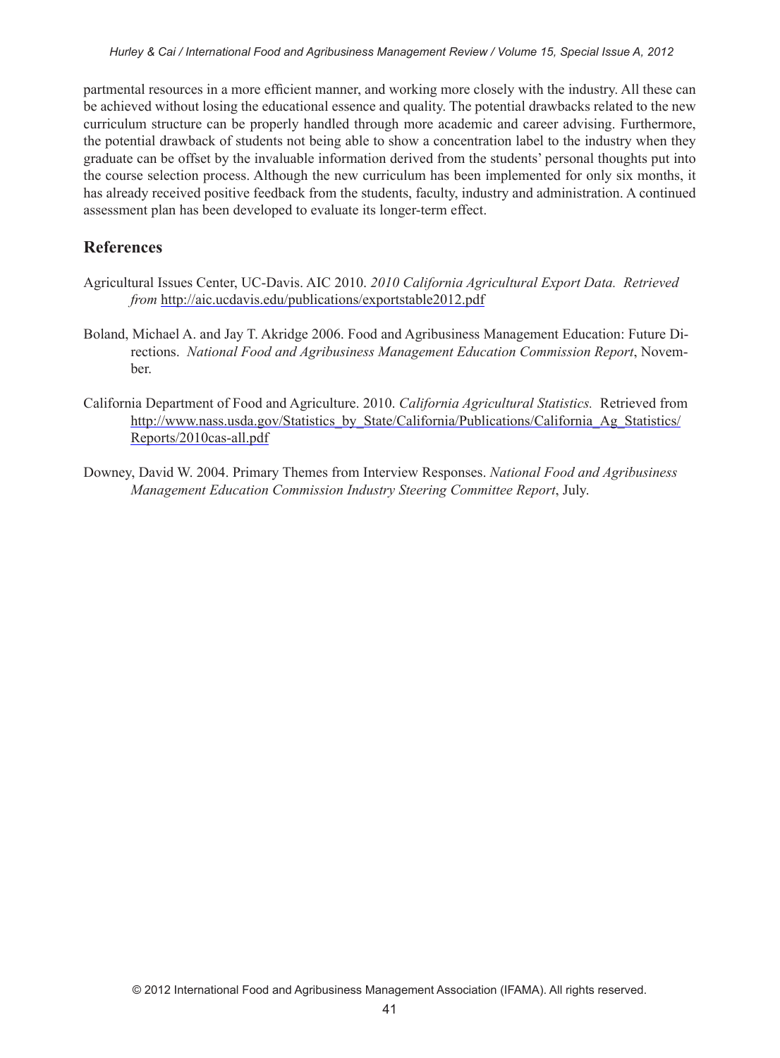partmental resources in a more efficient manner, and working more closely with the industry. All these can be achieved without losing the educational essence and quality. The potential drawbacks related to the new curriculum structure can be properly handled through more academic and career advising. Furthermore, the potential drawback of students not being able to show a concentration label to the industry when they graduate can be offset by the invaluable information derived from the students' personal thoughts put into the course selection process. Although the new curriculum has been implemented for only six months, it has already received positive feedback from the students, faculty, industry and administration. A continued assessment plan has been developed to evaluate its longer-term effect.

## References

Agricultural Issues Center, UC-Davis. AIC 2010. *2010 California Agricultural Export Data. Retrieved from* http://aic.ucdavis.edu/publications/exportstable2012.pdf

Boland, Michael A. and Jay T. Akridge 2006. Food and Agribusiness Management Education: Future Directions. *National Food and Agribusiness Management Education Commission Report*, November.

California Department of Food and Agriculture. 2010. *California Agricultural Statistics.* Retrieved from http://www.nass.usda.gov/Statistics_by_State/California/Publications/California_Ag_Statistics/Reports/2010cas-all.pdf

Downey, David W. 2004. Primary Themes from Interview Responses. *National Food and Agribusiness Management Education Commission Industry Steering Committee Report*, July.